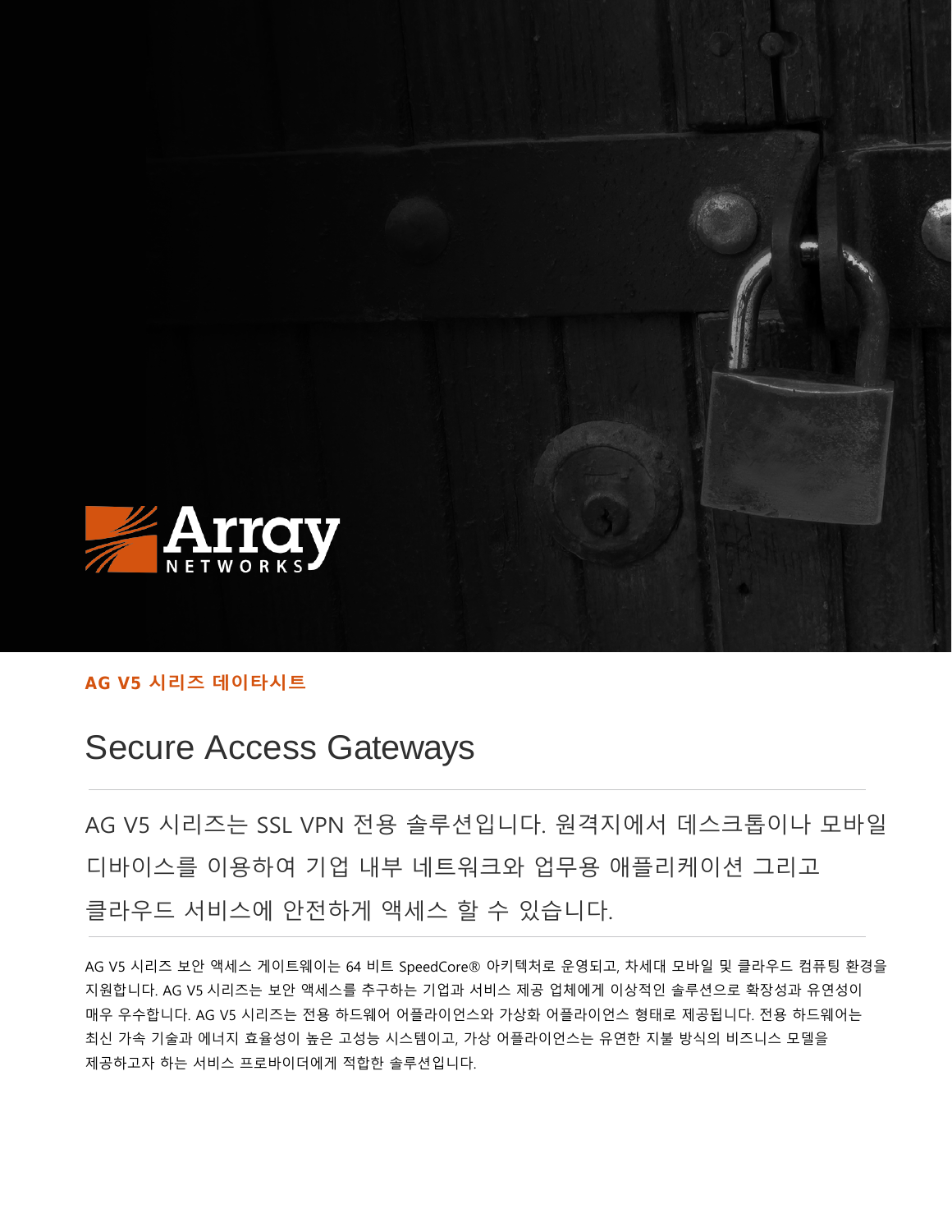**AG V5 시리즈 데이타시트**

# Secure Access Gateways

AG V5 시리즈는 SSL VPN 전용 솔루션입니다. 원격지에서 데스크톱이나 모바일 디바이스를 이용하여 기업 내부 네트워크와 업무용 애플리케이션 그리고 클라우드 서비스에 안전하게 액세스 할 수 있습니다.

AG V5 시리즈 보안 액세스 게이트웨이는 64 비트 SpeedCore® 아키텍처로 운영되고, 차세대 모바일 및 클라우드 컴퓨팅 환경을 지원합니다. AG V5 시리즈는 보안 액세스를 추구하는 기업과 서비스 제공 업체에게 이상적인 솔루션으로 확장성과 유연성이 매우 우수합니다. AG V5 시리즈는 전용 하드웨어 어플라이언스와 가상화 어플라이언스 형태로 제공됩니다. 전용 하드웨어는 최신 가속 기술과 에너지 효율성이 높은 고성능 시스템이고, 가상 어플라이언스는 유연한 지불 방식의 비즈니스 모델을 제공하고자 하는 서비스 프로바이더에게 적합한 솔루션입니다.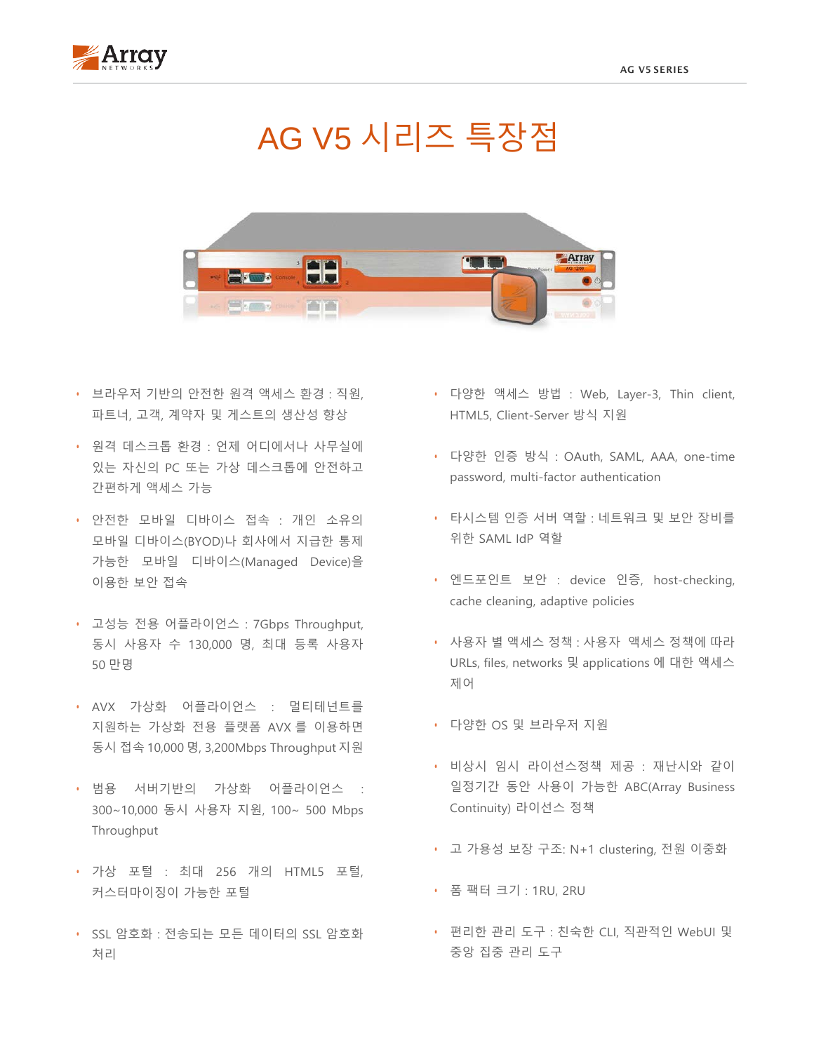# AG V5 시리즈 특장점

- 브라우저 기반의 안전한 원격 액세스 환경 : 직원, 파트너, 고객, 계약자 및 게스트의 생산성 향상
- 원격 데스크톱 환경 : 언제 어디에서나 사무실에 있는 자신의 PC 또는 가상 데스크톱에 안전하고 간편하게 액세스 가능
- 안전한 모바일 디바이스 접속 : 개인 소유의 모바일 디바이스(BYOD)나 회사에서 지급한 통제 가능한 모바일 디바이스(Managed Device)을 이용한 보안 접속
- 고성능 전용 어플라이언스 : 7Gbps Throughput, 동시 사용자 수 130,000 명, 최대 등록 사용자 50 만명
- AVX 가상화 어플라이언스 : 멀티테넌트를 지원하는 가상화 전용 플랫폼 AVX 를 이용하면 동시 접속 10,000 명, 3,200Mbps Throughput 지원
- 범용 서버기반의 가상화 어플라이언스 : 300~10,000 동시 사용자 지원, 100~ 500 Mbps Throughput
- 가상 포털 : 최대 256 개의 HTML5 포털, 커스터마이징이 가능한 포털
- SSL 암호화 : 전송되는 모든 데이터의 SSL 암호화 처리
- 다양한 액세스 방법 : Web, Layer-3, Thin client, HTML5, Client-Server 방식 지원
- 다양한 인증 방식 : OAuth, SAML, AAA, one-time password, multi-factor authentication
- 타시스템 인증 서버 역할 : 네트워크 및 보안 장비를 위한 SAML IdP 역할
- 엔드포인트 보안 : device 인증, host-checking, cache cleaning, adaptive policies
- 사용자 별 액세스 정책 : 사용자 액세스 정책에 따라 URLs, files, networks 및 applications 에 대한 액세스 제어
- 다양한 OS 및 브라우저 지원
- 비상시 임시 라이선스정책 제공 : 재난시와 같이 일정기간 동안 사용이 가능한 ABC(Array Business Continuity) 라이선스 정책
- 고 가용성 보장 구조: N+1 clustering, 전원 이중화
- 폼 팩터 크기 : 1RU, 2RU
- 편리한 관리 도구 : 친숙한 CLI, 직관적인 WebUI 및 중앙 집중 관리 도구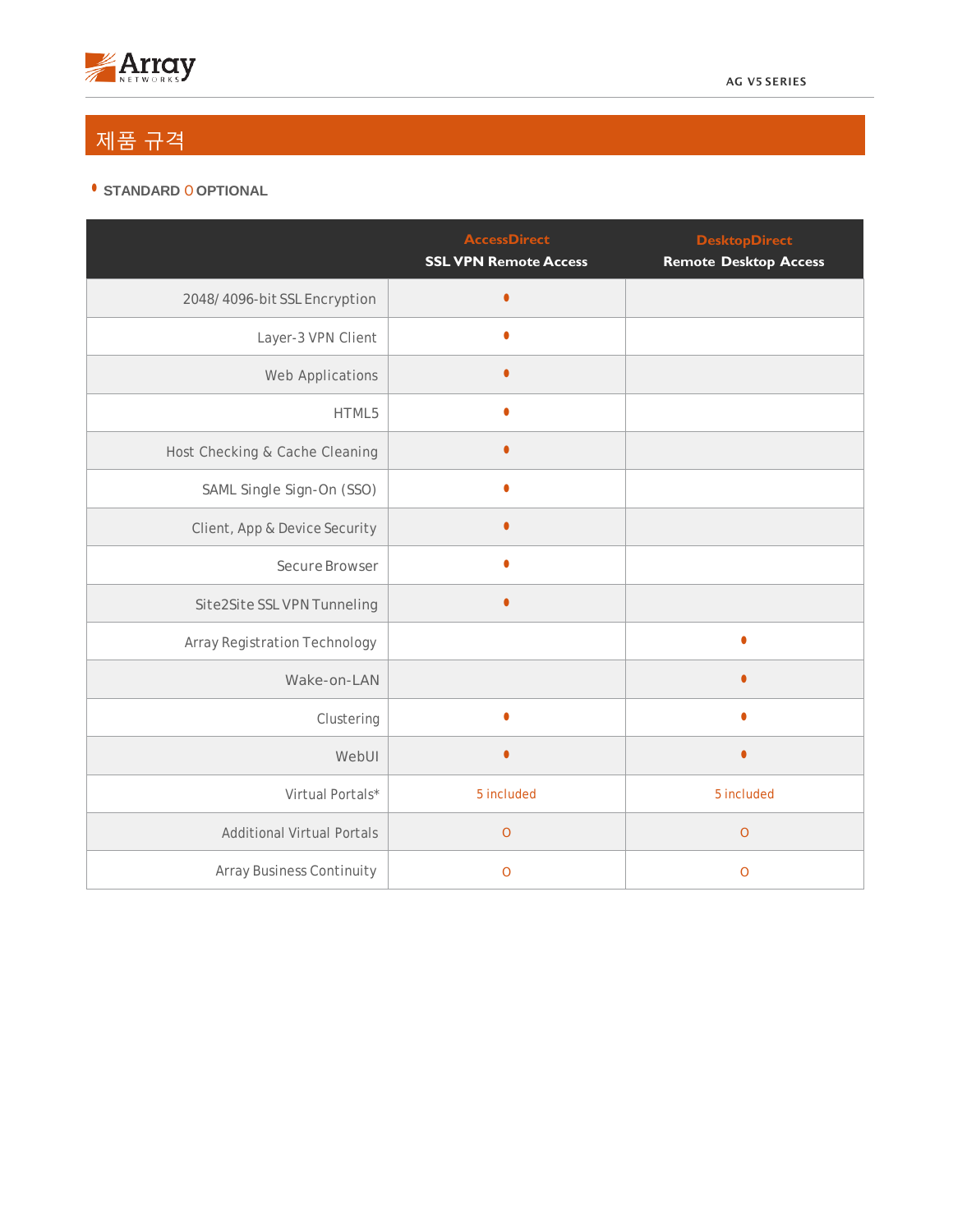# 제품 규격

• STANDARD O OPTIONAL

| | AccessDirect SSL VPN Remote Access | DesktopDirect Remote Desktop Access |
|---|---|---|
| 2048/4096-bit SSL Encryption | • | |
| Layer-3 VPN Client | • | |
| Web Applications | • | |
| HTML5 | • | |
| Host Checking & Cache Cleaning | • | |
| SAML Single Sign-On (SSO) | • | |
| Client, App & Device Security | • | |
| Secure Browser | • | |
| Site2Site SSL VPN Tunneling | • | |
| Array Registration Technology | | • |
| Wake-on-LAN | | • |
| Clustering | • | • |
| WebUI | • | • |
| Virtual Portals* | 5 included | 5 included |
| Additional Virtual Portals | O | O |
| Array Business Continuity | O | O |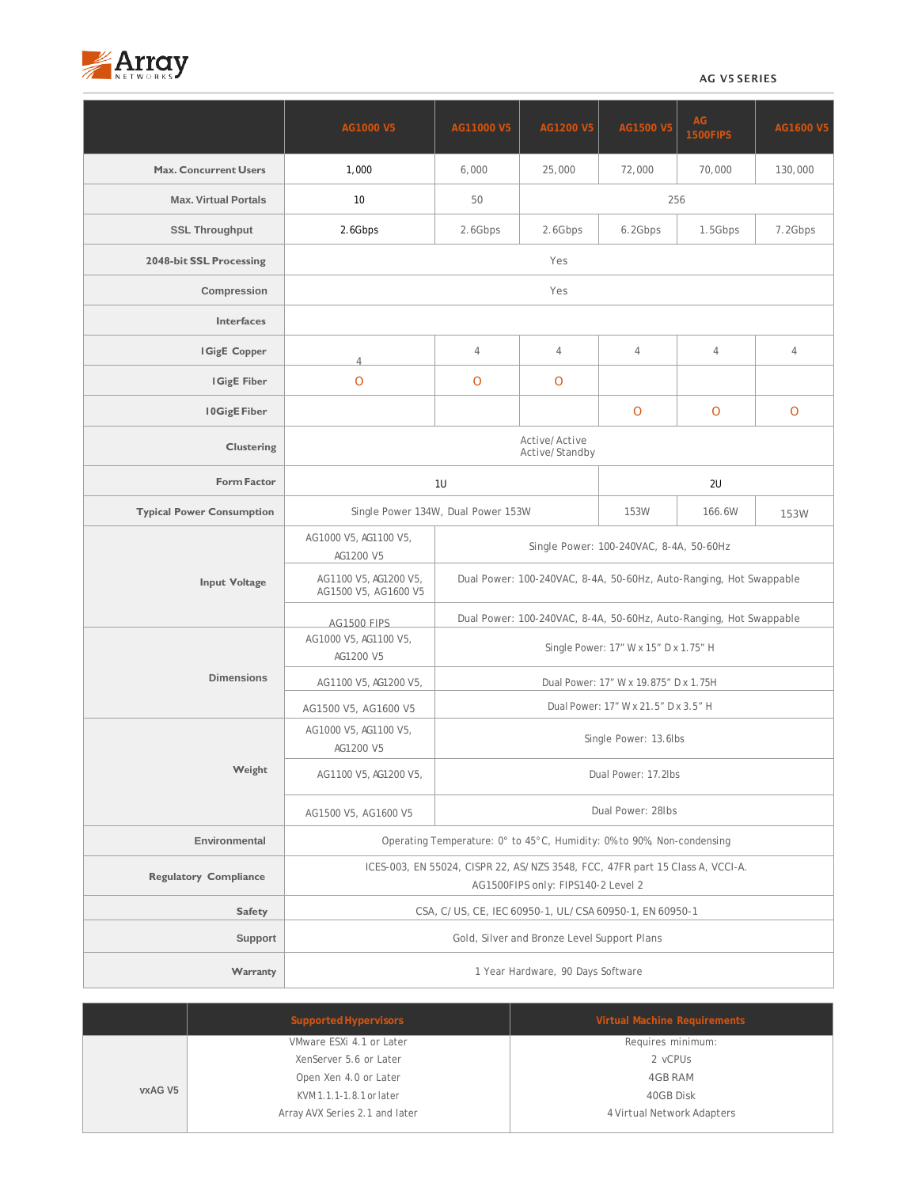| | AG1000 V5 | AG11000 V5 | AG1200 V5 | AG1500 V5 | AG 1500FIPS | AG1600 V5 |
|---|---|---|---|---|---|---|
| **Max. Concurrent Users** | 1,000 | 6,000 | 25,000 | 72,000 | 70,000 | 130,000 |
| **Max. Virtual Portals** | 10 | 50 | 256 | | | |
| **SSL Throughput** | 2.6Gbps | 2.6Gbps | 2.6Gbps | 6.2Gbps | 1.5Gbps | 7.2Gbps |
| **2048-bit SSL Processing** | Yes | | | | | |
| **Compression** | Yes | | | | | |
| **Interfaces** | | | | | | |
| **1GigE Copper** | 4 | 4 | 4 | 4 | 4 | 4 |
| **1GigE Fiber** | O | O | O | | | |
| **10GigE Fiber** | | | | O | O | O |
| **Clustering** | Active/Active<br>Active/Standby | | | | | |
| **Form Factor** | 1U | | | 2U | | |
| **Typical Power Consumption** | Single Power 134W, Dual Power 153W | | | 153W | 166.6W | 153W |
| **Input Voltage** | AG1000 V5, AG1100 V5, AG1200 V5 | Single Power: 100-240VAC, 8-4A, 50-60Hz | | | | |
| | AG1100 V5, AG1200 V5, AG1500 V5, AG1600 V5 | Dual Power: 100-240VAC, 8-4A, 50-60Hz, Auto-Ranging, Hot Swappable | | | | |
| | AG1500 FIPS | Dual Power: 100-240VAC, 8-4A, 50-60Hz, Auto-Ranging, Hot Swappable | | | | |
| **Dimensions** | AG1000 V5, AG1100 V5, AG1200 V5 | Single Power: 17" W x 15" D x 1.75" H | | | | |
| | AG1100 V5, AG1200 V5, | Dual Power: 17" W x 19.875" D x 1.75H | | | | |
| | AG1500 V5, AG1600 V5 | Dual Power: 17" W x 21.5" D x 3.5" H | | | | |
| **Weight** | AG1000 V5, AG1100 V5, AG1200 V5 | Single Power: 13.6lbs | | | | |
| | AG1100 V5, AG1200 V5, | Dual Power: 17.2lbs | | | | |
| | AG1500 V5, AG1600 V5 | Dual Power: 28lbs | | | | |
| **Environmental** | Operating Temperature: 0° to 45°C, Humidity: 0% to 90%, Non-condensing | | | | | |
| **Regulatory Compliance** | ICES-003, EN 55024, CISPR 22, AS/NZS 3548, FCC, 47FR part 15 Class A, VCCI-A.<br>AG1500FIPS only: FIPS140-2 Level 2 | | | | | |
| **Safety** | CSA, C/US, CE, IEC 60950-1, UL/CSA 60950-1, EN 60950-1 | | | | | |
| **Support** | Gold, Silver and Bronze Level Support Plans | | | | | |
| **Warranty** | 1 Year Hardware, 90 Days Software | | | | | |

| | Supported Hypervisors | Virtual Machine Requirements |
|---|---|---|
| **vxAG V5** | VMware ESXi 4.1 or Later<br>XenServer 5.6 or Later<br>Open Xen 4.0 or Later<br>KVM 1.1.1-1.8.1 or later<br>Array AVX Series 2.1 and later | Requires minimum:<br>2 vCPUs<br>4GB RAM<br>40GB Disk<br>4 Virtual Network Adapters |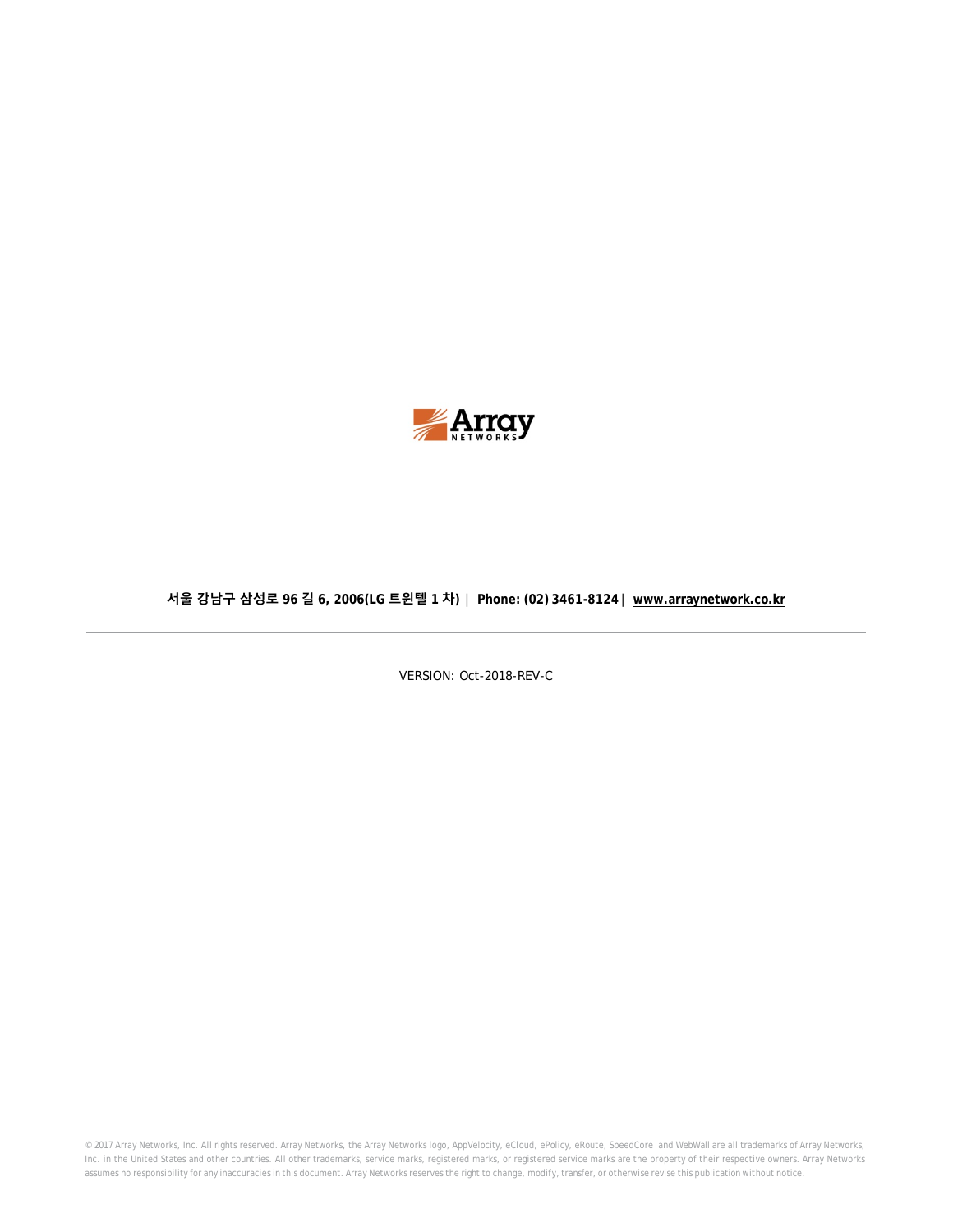**서울 강남구 삼성로 96 길 6, 2006(LG 트윈텔 1 차)** | **Phone: (02) 3461-8124** | **www.arraynetwork.co.kr**

VERSION: Oct-2018-REV-C

© 2017 Array Networks, Inc. All rights reserved. Array Networks, the Array Networks logo, AppVelocity, eCloud, ePolicy, eRoute, SpeedCore and WebWall are all trademarks of Array Networks, Inc. in the United States and other countries. All other trademarks, service marks, registered marks, or registered service marks are the property of their respective owners. Array Networks assumes no responsibility for any inaccuracies in this document. Array Networks reserves the right to change, modify, transfer, or otherwise revise this publication without notice.